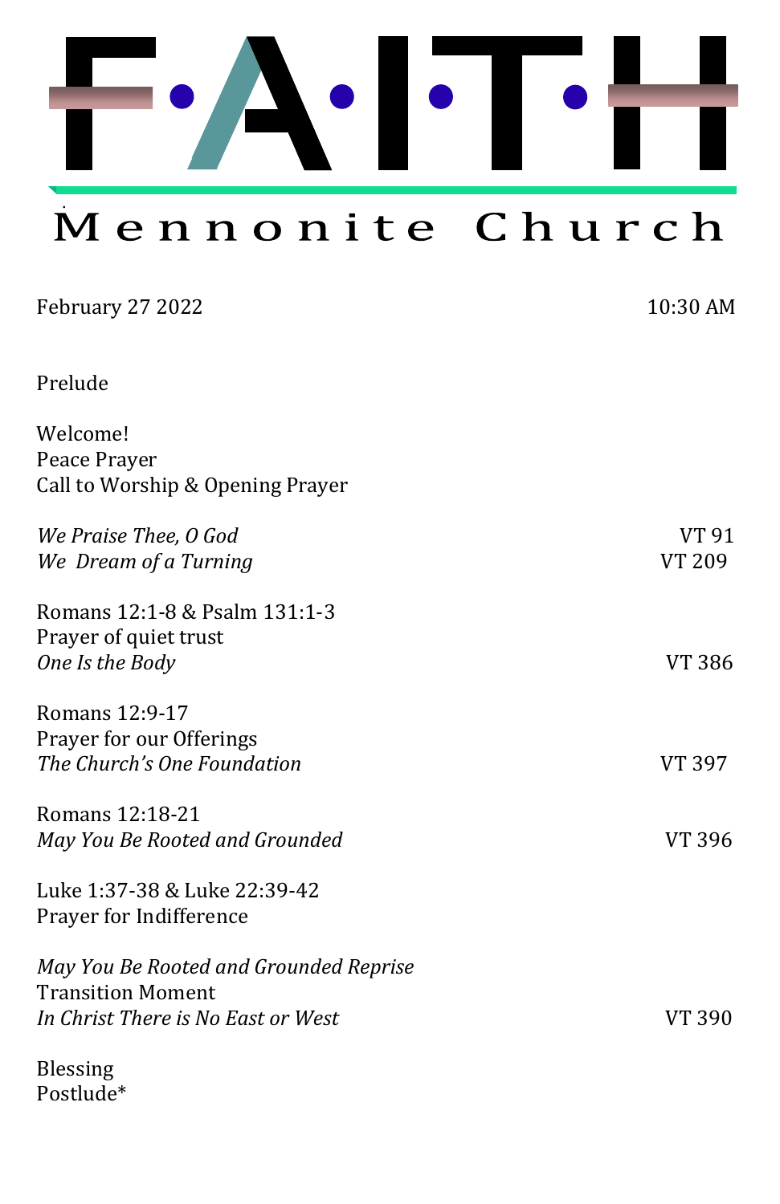# F·A·I·T·H

## Mennonite Church

February 27 2022 10:30 AM

Prelude

Welcome!
Peace Prayer
Call to Worship & Opening Prayer

*We Praise Thee, O God* VT 91
*We Dream of a Turning* VT 209

Romans 12:1-8 & Psalm 131:1-3
Prayer of quiet trust
*One Is the Body* VT 386

Romans 12:9-17
Prayer for our Offerings
*The Church's One Foundation* VT 397

Romans 12:18-21
*May You Be Rooted and Grounded* VT 396

Luke 1:37-38 & Luke 22:39-42
Prayer for Indifference

*May You Be Rooted and Grounded Reprise*
Transition Moment
*In Christ There is No East or West* VT 390

Blessing
Postlude*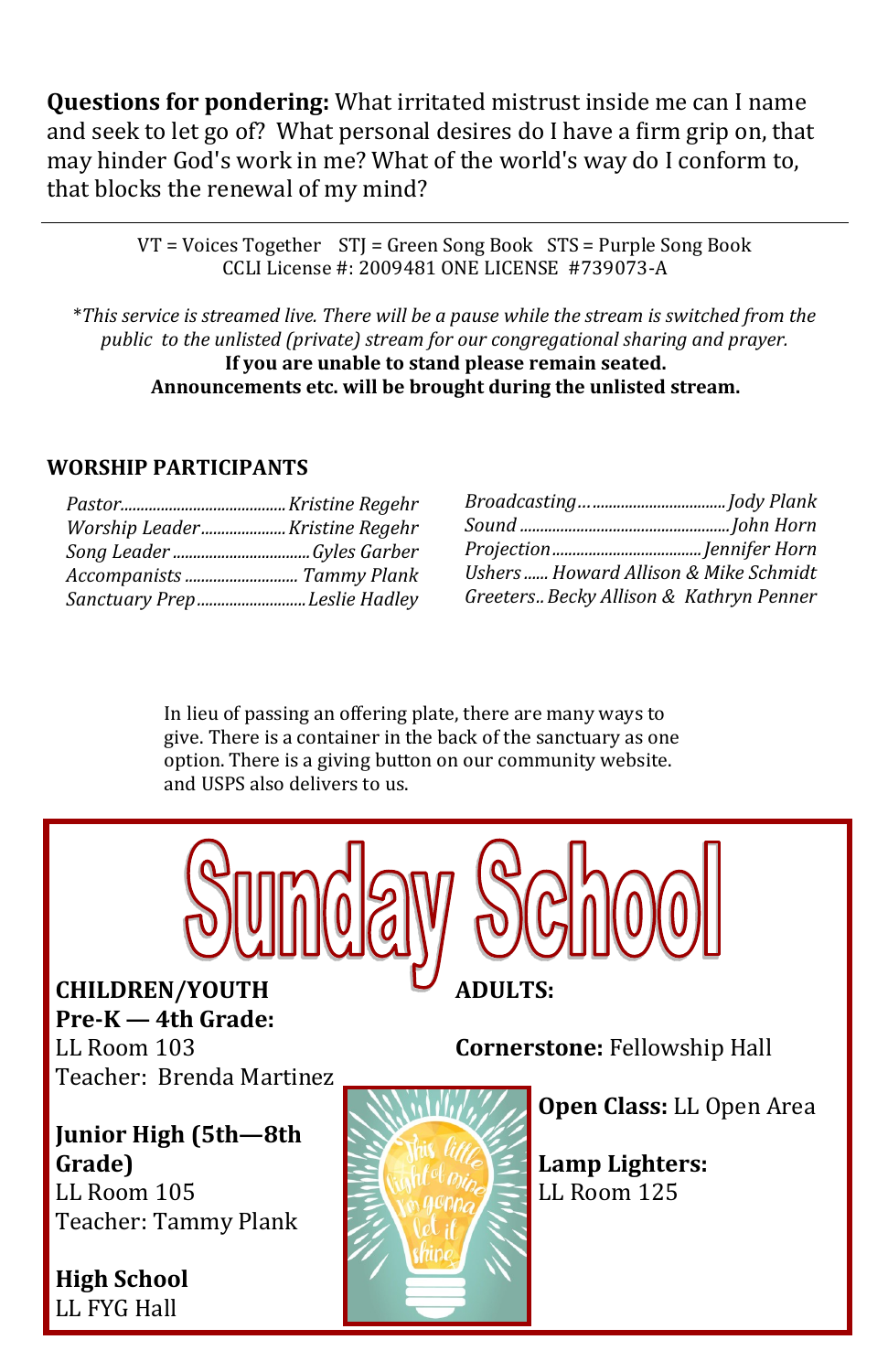**Questions for pondering:** What irritated mistrust inside me can I name and seek to let go of? What personal desires do I have a firm grip on, that may hinder God's work in me? What of the world's way do I conform to, that blocks the renewal of my mind?

---

VT = Voices Together   STJ = Green Song Book   STS = Purple Song Book
CCLI License #: 2009481 ONE LICENSE #739073-A

**This service is streamed live. There will be a pause while the stream is switched from the public to the unlisted (private) stream for our congregational sharing and prayer.*

**If you are unable to stand please remain seated.**
**Announcements etc. will be brought during the unlisted stream.**

### WORSHIP PARTICIPANTS

*Pastor*........................................ *Kristine Regehr*
*Worship Leader*..................... *Kristine Regehr*
*Song Leader* ................................. *Gyles Garber*
*Accompanists* ........................... *Tammy Plank*
*Sanctuary Prep*.......................... *Leslie Hadley*

*Broadcasting*…................................. *Jody Plank*
*Sound* ................................................... *John Horn*
*Projection*.................................... *Jennifer Horn*
*Ushers* ...... *Howard Allison & Mike Schmidt*
*Greeters*.. *Becky Allison & Kathryn Penner*

In lieu of passing an offering plate, there are many ways to give. There is a container in the back of the sanctuary as one option. There is a giving button on our community website. and USPS also delivers to us.

## Sunday School

**CHILDREN/YOUTH**

**Pre-K — 4th Grade:**
LL Room 103
Teacher: Brenda Martinez

**Junior High (5th—8th Grade)**
LL Room 105
Teacher: Tammy Plank

**High School**
LL FYG Hall

**ADULTS:**

**Cornerstone:** Fellowship Hall

**Open Class:** LL Open Area

**Lamp Lighters:**
LL Room 125

This little light of mine I'm gonna let it shine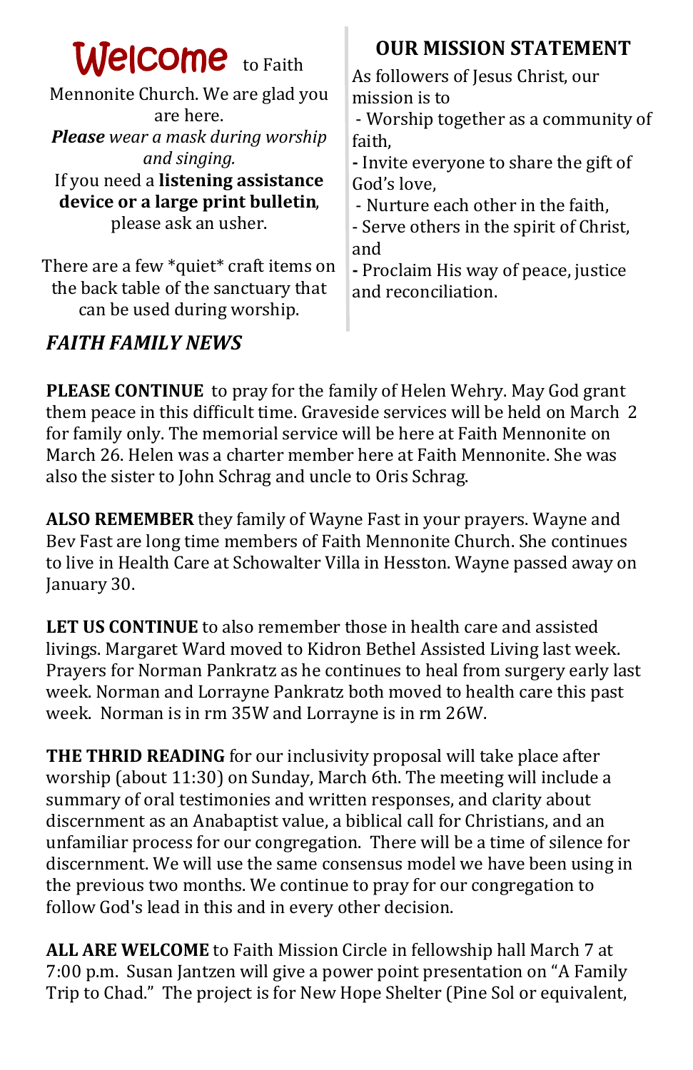# Welcome to Faith

Mennonite Church. We are glad you are here.

***Please** wear a mask during worship and singing.*

If you need a **listening assistance device or a large print bulletin**, please ask an usher.

There are a few *quiet* craft items on the back table of the sanctuary that can be used during worship.

## OUR MISSION STATEMENT

As followers of Jesus Christ, our mission is to

- Worship together as a community of faith,
- Invite everyone to share the gift of God's love,
- Nurture each other in the faith,
- Serve others in the spirit of Christ, and
- Proclaim His way of peace, justice and reconciliation.

## *FAITH FAMILY NEWS*

**PLEASE CONTINUE** to pray for the family of Helen Wehry. May God grant them peace in this difficult time. Graveside services will be held on March 2 for family only. The memorial service will be here at Faith Mennonite on March 26. Helen was a charter member here at Faith Mennonite. She was also the sister to John Schrag and uncle to Oris Schrag.

**ALSO REMEMBER** they family of Wayne Fast in your prayers. Wayne and Bev Fast are long time members of Faith Mennonite Church. She continues to live in Health Care at Schowalter Villa in Hesston. Wayne passed away on January 30.

**LET US CONTINUE** to also remember those in health care and assisted livings. Margaret Ward moved to Kidron Bethel Assisted Living last week. Prayers for Norman Pankratz as he continues to heal from surgery early last week. Norman and Lorrayne Pankratz both moved to health care this past week. Norman is in rm 35W and Lorrayne is in rm 26W.

**THE THRID READING** for our inclusivity proposal will take place after worship (about 11:30) on Sunday, March 6th. The meeting will include a summary of oral testimonies and written responses, and clarity about discernment as an Anabaptist value, a biblical call for Christians, and an unfamiliar process for our congregation. There will be a time of silence for discernment. We will use the same consensus model we have been using in the previous two months. We continue to pray for our congregation to follow God's lead in this and in every other decision.

**ALL ARE WELCOME** to Faith Mission Circle in fellowship hall March 7 at 7:00 p.m. Susan Jantzen will give a power point presentation on "A Family Trip to Chad." The project is for New Hope Shelter (Pine Sol or equivalent,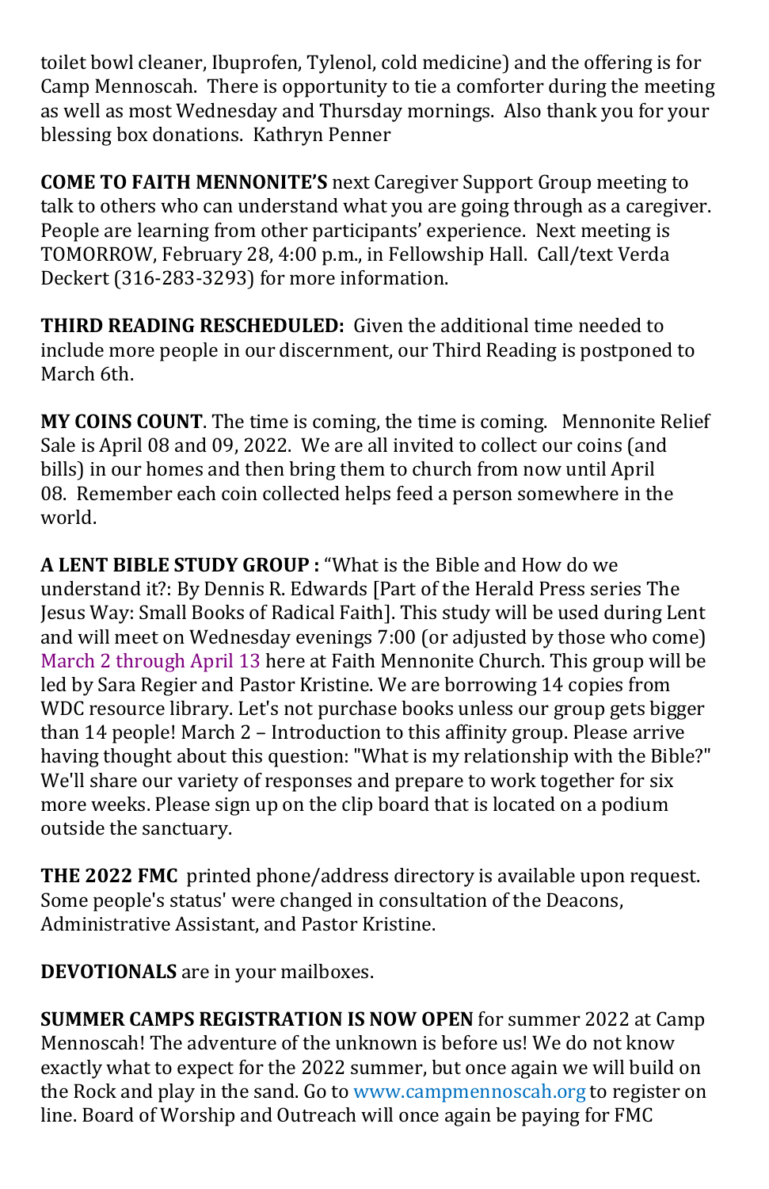toilet bowl cleaner, Ibuprofen, Tylenol, cold medicine) and the offering is for Camp Mennoscah. There is opportunity to tie a comforter during the meeting as well as most Wednesday and Thursday mornings. Also thank you for your blessing box donations. Kathryn Penner

**COME TO FAITH MENNONITE'S** next Caregiver Support Group meeting to talk to others who can understand what you are going through as a caregiver. People are learning from other participants' experience. Next meeting is TOMORROW, February 28, 4:00 p.m., in Fellowship Hall. Call/text Verda Deckert (316-283-3293) for more information.

**THIRD READING RESCHEDULED:** Given the additional time needed to include more people in our discernment, our Third Reading is postponed to March 6th.

**MY COINS COUNT**. The time is coming, the time is coming. Mennonite Relief Sale is April 08 and 09, 2022. We are all invited to collect our coins (and bills) in our homes and then bring them to church from now until April 08. Remember each coin collected helps feed a person somewhere in the world.

**A LENT BIBLE STUDY GROUP :** "What is the Bible and How do we understand it?: By Dennis R. Edwards [Part of the Herald Press series The Jesus Way: Small Books of Radical Faith]. This study will be used during Lent and will meet on Wednesday evenings 7:00 (or adjusted by those who come) March 2 through April 13 here at Faith Mennonite Church. This group will be led by Sara Regier and Pastor Kristine. We are borrowing 14 copies from WDC resource library. Let's not purchase books unless our group gets bigger than 14 people! March 2 – Introduction to this affinity group. Please arrive having thought about this question: "What is my relationship with the Bible?" We'll share our variety of responses and prepare to work together for six more weeks. Please sign up on the clip board that is located on a podium outside the sanctuary.

**THE 2022 FMC** printed phone/address directory is available upon request. Some people's status' were changed in consultation of the Deacons, Administrative Assistant, and Pastor Kristine.

**DEVOTIONALS** are in your mailboxes.

**SUMMER CAMPS REGISTRATION IS NOW OPEN** for summer 2022 at Camp Mennoscah! The adventure of the unknown is before us! We do not know exactly what to expect for the 2022 summer, but once again we will build on the Rock and play in the sand. Go to www.campmennoscah.org to register on line. Board of Worship and Outreach will once again be paying for FMC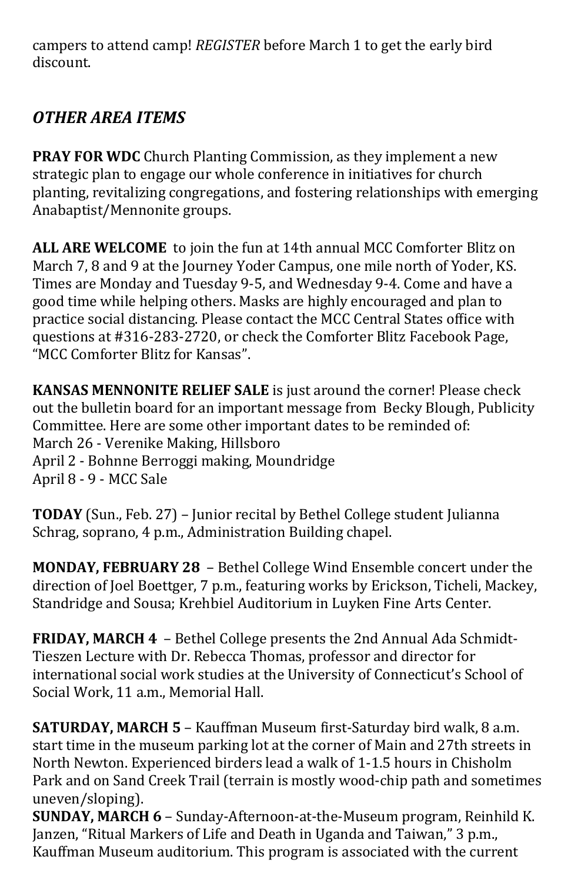campers to attend camp! *REGISTER* before March 1 to get the early bird discount.

## *OTHER AREA ITEMS*

**PRAY FOR WDC** Church Planting Commission, as they implement a new strategic plan to engage our whole conference in initiatives for church planting, revitalizing congregations, and fostering relationships with emerging Anabaptist/Mennonite groups.

**ALL ARE WELCOME** to join the fun at 14th annual MCC Comforter Blitz on March 7, 8 and 9 at the Journey Yoder Campus, one mile north of Yoder, KS. Times are Monday and Tuesday 9-5, and Wednesday 9-4. Come and have a good time while helping others. Masks are highly encouraged and plan to practice social distancing. Please contact the MCC Central States office with questions at #316-283-2720, or check the Comforter Blitz Facebook Page, "MCC Comforter Blitz for Kansas".

**KANSAS MENNONITE RELIEF SALE** is just around the corner! Please check out the bulletin board for an important message from Becky Blough, Publicity Committee. Here are some other important dates to be reminded of:
March 26 - Verenike Making, Hillsboro
April 2 - Bohnne Berroggi making, Moundridge
April 8 - 9 - MCC Sale

**TODAY** (Sun., Feb. 27) – Junior recital by Bethel College student Julianna Schrag, soprano, 4 p.m., Administration Building chapel.

**MONDAY, FEBRUARY 28** – Bethel College Wind Ensemble concert under the direction of Joel Boettger, 7 p.m., featuring works by Erickson, Ticheli, Mackey, Standridge and Sousa; Krehbiel Auditorium in Luyken Fine Arts Center.

**FRIDAY, MARCH 4** – Bethel College presents the 2nd Annual Ada Schmidt-Tieszen Lecture with Dr. Rebecca Thomas, professor and director for international social work studies at the University of Connecticut's School of Social Work, 11 a.m., Memorial Hall.

**SATURDAY, MARCH 5** – Kauffman Museum first-Saturday bird walk, 8 a.m. start time in the museum parking lot at the corner of Main and 27th streets in North Newton. Experienced birders lead a walk of 1-1.5 hours in Chisholm Park and on Sand Creek Trail (terrain is mostly wood-chip path and sometimes uneven/sloping).

**SUNDAY, MARCH 6** – Sunday-Afternoon-at-the-Museum program, Reinhild K. Janzen, "Ritual Markers of Life and Death in Uganda and Taiwan," 3 p.m., Kauffman Museum auditorium. This program is associated with the current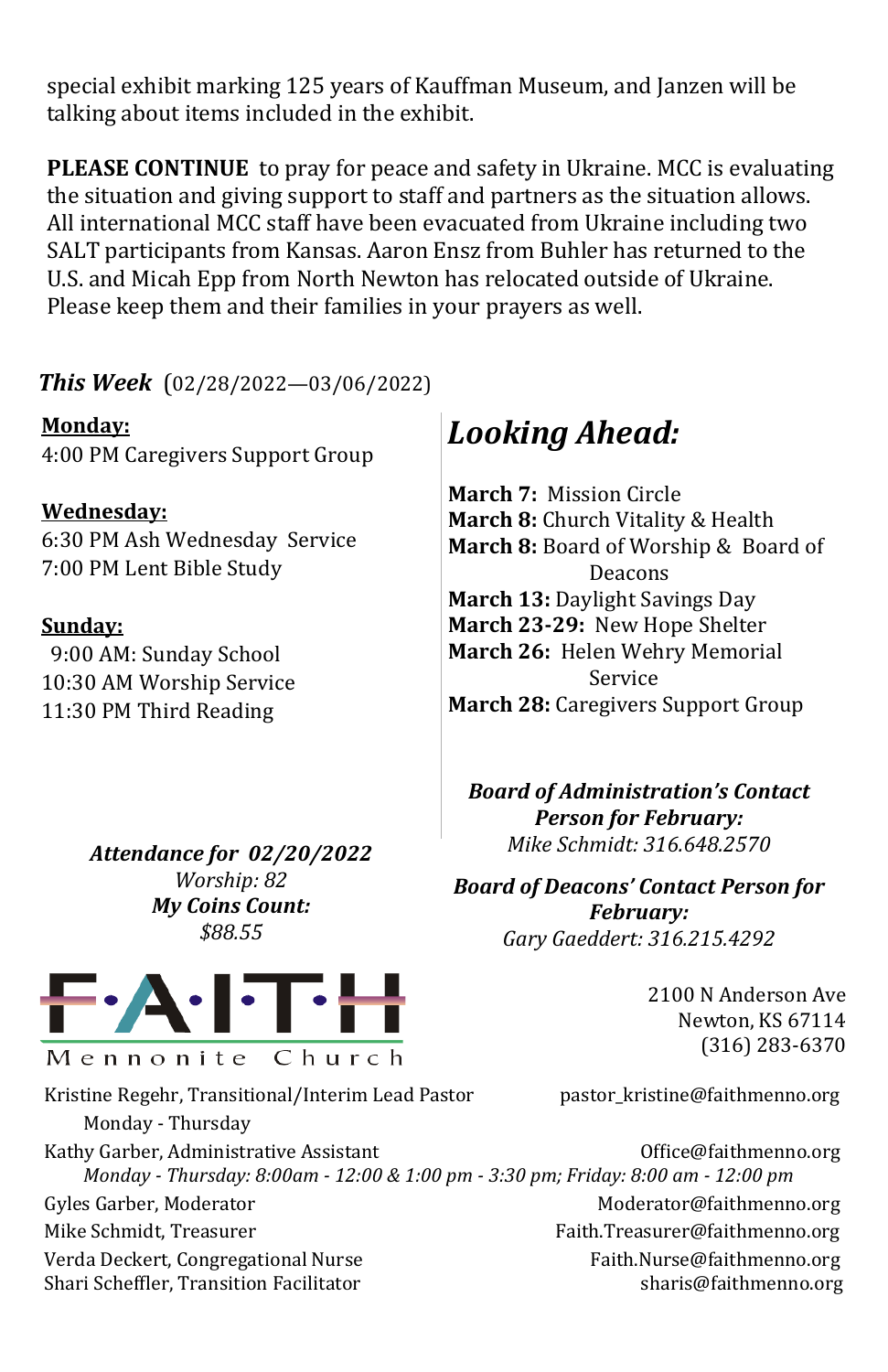special exhibit marking 125 years of Kauffman Museum, and Janzen will be talking about items included in the exhibit.

**PLEASE CONTINUE** to pray for peace and safety in Ukraine. MCC is evaluating the situation and giving support to staff and partners as the situation allows. All international MCC staff have been evacuated from Ukraine including two SALT participants from Kansas. Aaron Ensz from Buhler has returned to the U.S. and Micah Epp from North Newton has relocated outside of Ukraine. Please keep them and their families in your prayers as well.

***This Week*** (02/28/2022—03/06/2022)

**Monday:**
4:00 PM Caregivers Support Group

**Wednesday:**
6:30 PM Ash Wednesday Service
7:00 PM Lent Bible Study

**Sunday:**
9:00 AM: Sunday School
10:30 AM Worship Service
11:30 PM Third Reading

***Attendance for 02/20/2022***
*Worship: 82*
***My Coins Count:***
*$88.55*

## *Looking Ahead:*

**March 7:** Mission Circle
**March 8:** Church Vitality & Health
**March 8:** Board of Worship & Board of Deacons
**March 13:** Daylight Savings Day
**March 23-29:** New Hope Shelter
**March 26:** Helen Wehry Memorial Service
**March 28:** Caregivers Support Group

***Board of Administration's Contact Person for February:***
*Mike Schmidt: 316.648.2570*

***Board of Deacons' Contact Person for February:***
*Gary Gaeddert: 316.215.4292*

FAITH Mennonite Church

2100 N Anderson Ave
Newton, KS 67114
(316) 283-6370

Kristine Regehr, Transitional/Interim Lead Pastor — pastor_kristine@faithmenno.org
Monday - Thursday
Kathy Garber, Administrative Assistant — Office@faithmenno.org
*Monday - Thursday: 8:00am - 12:00 & 1:00 pm - 3:30 pm; Friday: 8:00 am - 12:00 pm*
Gyles Garber, Moderator — Moderator@faithmenno.org
Mike Schmidt, Treasurer — Faith.Treasurer@faithmenno.org
Verda Deckert, Congregational Nurse — Faith.Nurse@faithmenno.org
Shari Scheffler, Transition Facilitator — sharis@faithmenno.org